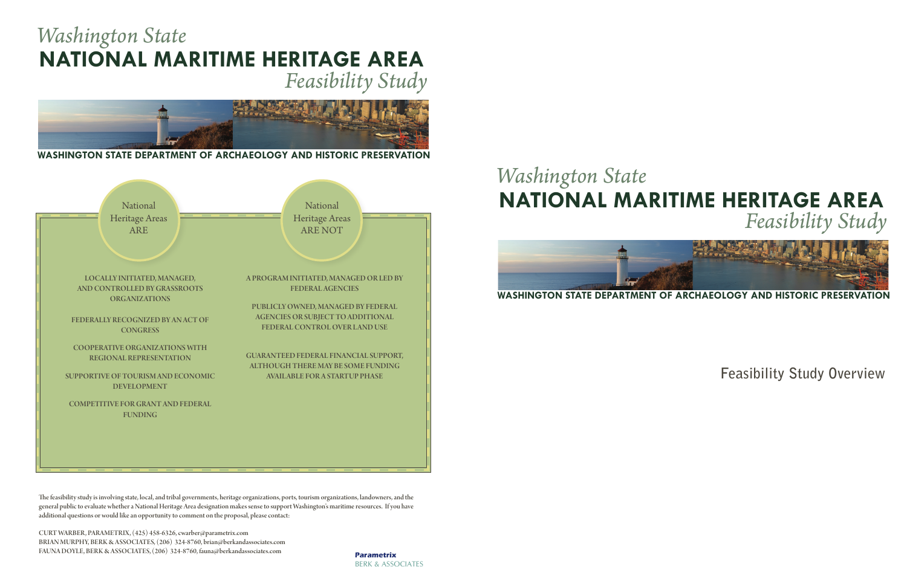# *Washington State* NATIONAL MARITIME HERITAGE AREA *Feasibility Study*

**WASHINGTON STATE DEPARTMENT OF ARCHAEOLOGY AND HISTORIC PRESERVATION**

| National Heritage Areas ARE | National Heritage Areas ARE NOT |
|---|---|
| LOCALLY INITIATED, MANAGED, AND CONTROLLED BY GRASSROOTS ORGANIZATIONS | A PROGRAM INITIATED, MANAGED OR LED BY FEDERAL AGENCIES |
| FEDERALLY RECOGNIZED BY AN ACT OF CONGRESS | PUBLICLY OWNED, MANAGED BY FEDERAL AGENCIES OR SUBJECT TO ADDITIONAL FEDERAL CONTROL OVER LAND USE |
| COOPERATIVE ORGANIZATIONS WITH REGIONAL REPRESENTATION | GUARANTEED FEDERAL FINANCIAL SUPPORT, ALTHOUGH THERE MAY BE SOME FUNDING AVAILABLE FOR A STARTUP PHASE |
| SUPPORTIVE OF TOURISM AND ECONOMIC DEVELOPMENT | |
| COMPETITIVE FOR GRANT AND FEDERAL FUNDING | |

The feasibility study is involving state, local, and tribal governments, heritage organizations, ports, tourism organizations, landowners, and the general public to evaluate whether a National Heritage Area designation makes sense to support Washington's maritime resources. If you have additional questions or would like an opportunity to comment on the proposal, please contact:

CURT WARBER, PARAMETRIX, (425) 458-6326, cwarber@parametrix.com
BRIAN MURPHY, BERK & ASSOCIATES, (206) 324-8760, brian@berkandassociates.com
FAUNA DOYLE, BERK & ASSOCIATES, (206) 324-8760, fauna@berkandassociates.com

**Parametrix**
BERK & ASSOCIATES

# *Washington State* NATIONAL MARITIME HERITAGE AREA *Feasibility Study*

**WASHINGTON STATE DEPARTMENT OF ARCHAEOLOGY AND HISTORIC PRESERVATION**

## Feasibility Study Overview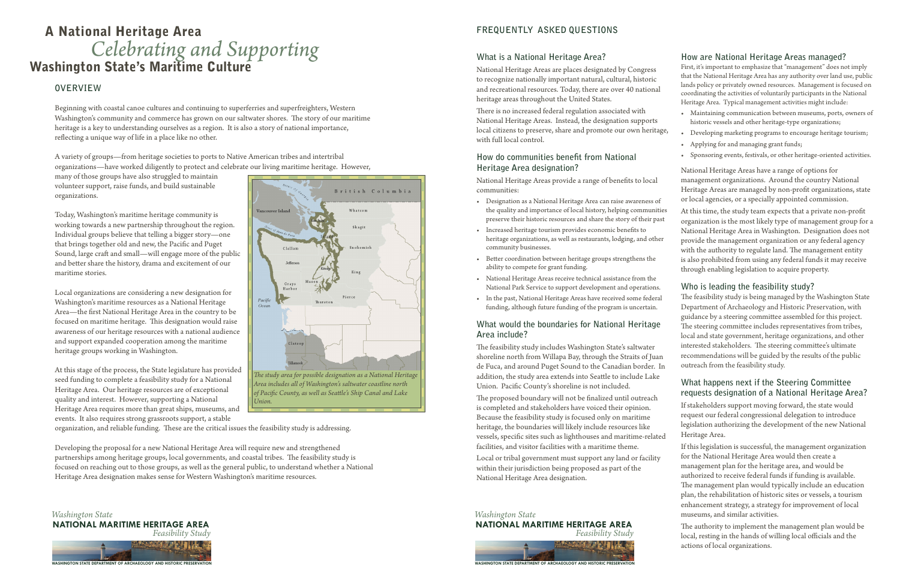# A National Heritage Area
## *Celebrating and Supporting*
# Washington State's Maritime Culture

## OVERVIEW

Beginning with coastal canoe cultures and continuing to superferries and superfreighters, Western Washington's community and commerce has grown on our saltwater shores. The story of our maritime heritage is a key to understanding ourselves as a region. It is also a story of national importance, reflecting a unique way of life in a place like no other.

A variety of groups—from heritage societies to ports to Native American tribes and intertribal organizations—have worked diligently to protect and celebrate our living maritime heritage. However, many of those groups have also struggled to maintain volunteer support, raise funds, and build sustainable organizations.

Today, Washington's maritime heritage community is working towards a new partnership throughout the region. Individual groups believe that telling a bigger story—one that brings together old and new, the Pacific and Puget Sound, large craft and small—will engage more of the public and better share the history, drama and excitement of our maritime stories.

Local organizations are considering a new designation for Washington's maritime resources as a National Heritage Area—the first National Heritage Area in the country to be focused on maritime heritage. This designation would raise awareness of our heritage resources with a national audience and support expanded cooperation among the maritime heritage groups working in Washington.

At this stage of the process, the State legislature has provided seed funding to complete a feasibility study for a National Heritage Area. Our heritage resources are of exceptional quality and interest. However, supporting a National Heritage Area requires more than great ships, museums, and events. It also requires strong grassroots support, a stable organization, and reliable funding. These are the critical issues the feasibility study is addressing.

Developing the proposal for a new National Heritage Area will require new and strengthened partnerships among heritage groups, local governments, and coastal tribes. The feasibility study is focused on reaching out to those groups, as well as the general public, to understand whether a National Heritage Area designation makes sense for Western Washington's maritime resources.

British Columbia
Vancouver Island
Whatcom
Skagit
Snohomish
Clallam
Jefferson
Kitsap
King
Mason
Grays Harbor
Pierce
Thurston
Pacific Ocean
Clatsop
Tillamook

*The study area for possible designation as a National Heritage Area includes all of Washington's saltwater coastline north of Pacific County, as well as Seattle's Ship Canal and Lake Union.*

## FREQUENTLY ASKED QUESTIONS

### What is a National Heritage Area?

National Heritage Areas are places designated by Congress to recognize nationally important natural, cultural, historic and recreational resources. Today, there are over 40 national heritage areas throughout the United States.

There is no increased federal regulation associated with National Heritage Areas. Instead, the designation supports local citizens to preserve, share and promote our own heritage, with full local control.

### How do communities benefit from National Heritage Area designation?

National Heritage Areas provide a range of benefits to local communities:

- Designation as a National Heritage Area can raise awareness of the quality and importance of local history, helping communities preserve their historic resources and share the story of their past
- Increased heritage tourism provides economic benefits to heritage organizations, as well as restaurants, lodging, and other community businesses.
- Better coordination between heritage groups strengthens the ability to compete for grant funding.
- National Heritage Areas receive technical assistance from the National Park Service to support development and operations.
- In the past, National Heritage Areas have received some federal funding, although future funding of the program is uncertain.

### What would the boundaries for National Heritage Area include?

The feasibility study includes Washington State's saltwater shoreline north from Willapa Bay, through the Straits of Juan de Fuca, and around Puget Sound to the Canadian border. In addition, the study area extends into Seattle to include Lake Union. Pacific County's shoreline is not included.

The proposed boundary will not be finalized until outreach is completed and stakeholders have voiced their opinion. Because the feasibility study is focused only on maritime heritage, the boundaries will likely include resources like vessels, specific sites such as lighthouses and maritime-related facilities, and visitor facilities with a maritime theme.

Local or tribal government must support any land or facility within their jurisdiction being proposed as part of the National Heritage Area designation.

### How are National Heritage Areas managed?

First, it's important to emphasize that "management" does not imply that the National Heritage Area has any authority over land use, public lands policy or privately owned resources. Management is focused on coordinating the activities of voluntarily participants in the National Heritage Area. Typical management activities might include:

- Maintaining communication between museums, ports, owners of historic vessels and other heritage-type organizations;
- Developing marketing programs to encourage heritage tourism;
- Applying for and managing grant funds;
- Sponsoring events, festivals, or other heritage-oriented activities.

National Heritage Areas have a range of options for management organizations. Around the country National Heritage Areas are managed by non-profit organizations, state or local agencies, or a specially appointed commission.

At this time, the study team expects that a private non-profit organization is the most likely type of management group for a National Heritage Area in Washington. Designation does not provide the management organization or any federal agency with the authority to regulate land. The management entity is also prohibited from using any federal funds it may receive through enabling legislation to acquire property.

### Who is leading the feasibility study?

The feasibility study is being managed by the Washington State Department of Archaeology and Historic Preservation, with guidance by a steering committee assembled for this project. The steering committee includes representatives from tribes, local and state government, heritage organizations, and other interested stakeholders. The steering committee's ultimate recommendations will be guided by the results of the public outreach from the feasibility study.

### What happens next if the Steering Committee requests designation of a National Heritage Area?

If stakeholders support moving forward, the state would request our federal congressional delegation to introduce legislation authorizing the development of the new National Heritage Area.

If this legislation is successful, the management organization for the National Heritage Area would then create a management plan for the heritage area, and would be authorized to receive federal funds if funding is available. The management plan would typically include an education plan, the rehabilitation of historic sites or vessels, a tourism enhancement strategy, a strategy for improvement of local museums, and similar activities.

The authority to implement the management plan would be local, resting in the hands of willing local officials and the actions of local organizations.